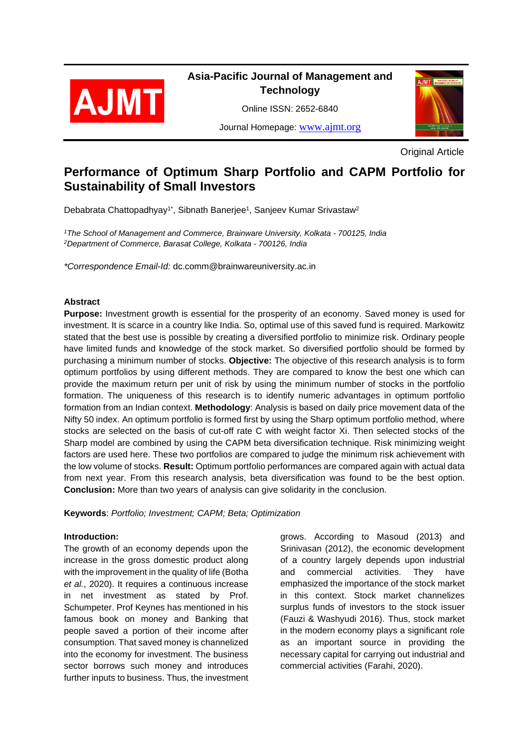Asia-Pacific Journal of Management and Technology

Online ISSN: 2652-6840

Journal Homepage: www.ajmt.org

Original Article

# Performance of Optimum Sharp Portfolio and CAPM Portfolio for Sustainability of Small Investors

Debabrata Chattopadhyay[1*], Sibnath Banerjee[1], Sanjeev Kumar Srivastaw[2]

[1]*The School of Management and Commerce, Brainware University, Kolkata - 700125, India*
[2]*Department of Commerce, Barasat College, Kolkata - 700126, India*

*\*Correspondence Email-Id:* dc.comm@brainwareuniversity.ac.in

## Abstract

**Purpose:** Investment growth is essential for the prosperity of an economy. Saved money is used for investment. It is scarce in a country like India. So, optimal use of this saved fund is required. Markowitz stated that the best use is possible by creating a diversified portfolio to minimize risk. Ordinary people have limited funds and knowledge of the stock market. So diversified portfolio should be formed by purchasing a minimum number of stocks. **Objective:** The objective of this research analysis is to form optimum portfolios by using different methods. They are compared to know the best one which can provide the maximum return per unit of risk by using the minimum number of stocks in the portfolio formation. The uniqueness of this research is to identify numeric advantages in optimum portfolio formation from an Indian context. **Methodology**: Analysis is based on daily price movement data of the Nifty 50 index. An optimum portfolio is formed first by using the Sharp optimum portfolio method, where stocks are selected on the basis of cut-off rate C with weight factor Xi. Then selected stocks of the Sharp model are combined by using the CAPM beta diversification technique. Risk minimizing weight factors are used here. These two portfolios are compared to judge the minimum risk achievement with the low volume of stocks. **Result:** Optimum portfolio performances are compared again with actual data from next year. From this research analysis, beta diversification was found to be the best option. **Conclusion:** More than two years of analysis can give solidarity in the conclusion.

**Keywords**: *Portfolio; Investment; CAPM; Beta; Optimization*

## Introduction:

The growth of an economy depends upon the increase in the gross domestic product along with the improvement in the quality of life (Botha *et al.*, 2020). It requires a continuous increase in net investment as stated by Prof. Schumpeter. Prof Keynes has mentioned in his famous book on money and Banking that people saved a portion of their income after consumption. That saved money is channelized into the economy for investment. The business sector borrows such money and introduces further inputs to business. Thus, the investment grows. According to Masoud (2013) and Srinivasan (2012), the economic development of a country largely depends upon industrial and commercial activities. They have emphasized the importance of the stock market in this context. Stock market channelizes surplus funds of investors to the stock issuer (Fauzi & Washyudi 2016). Thus, stock market in the modern economy plays a significant role as an important source in providing the necessary capital for carrying out industrial and commercial activities (Farahi, 2020).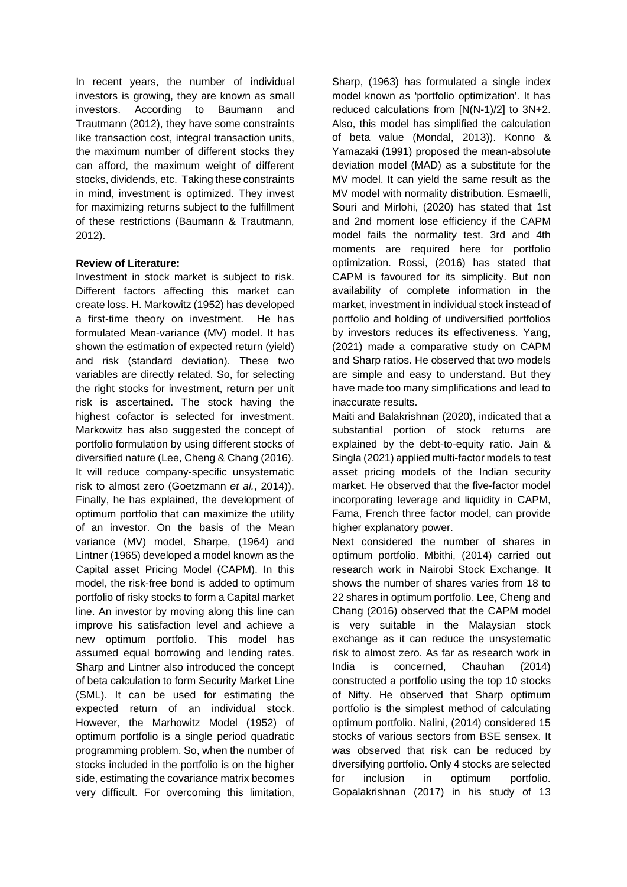In recent years, the number of individual investors is growing, they are known as small investors. According to Baumann and Trautmann (2012), they have some constraints like transaction cost, integral transaction units, the maximum number of different stocks they can afford, the maximum weight of different stocks, dividends, etc. Taking these constraints in mind, investment is optimized. They invest for maximizing returns subject to the fulfillment of these restrictions (Baumann & Trautmann, 2012).

**Review of Literature:**

Investment in stock market is subject to risk. Different factors affecting this market can create loss. H. Markowitz (1952) has developed a first-time theory on investment. He has formulated Mean-variance (MV) model. It has shown the estimation of expected return (yield) and risk (standard deviation). These two variables are directly related. So, for selecting the right stocks for investment, return per unit risk is ascertained. The stock having the highest cofactor is selected for investment. Markowitz has also suggested the concept of portfolio formulation by using different stocks of diversified nature (Lee, Cheng & Chang (2016). It will reduce company-specific unsystematic risk to almost zero (Goetzmann *et al.*, 2014)). Finally, he has explained, the development of optimum portfolio that can maximize the utility of an investor. On the basis of the Mean variance (MV) model, Sharpe, (1964) and Lintner (1965) developed a model known as the Capital asset Pricing Model (CAPM). In this model, the risk-free bond is added to optimum portfolio of risky stocks to form a Capital market line. An investor by moving along this line can improve his satisfaction level and achieve a new optimum portfolio. This model has assumed equal borrowing and lending rates. Sharp and Lintner also introduced the concept of beta calculation to form Security Market Line (SML). It can be used for estimating the expected return of an individual stock. However, the Marhowitz Model (1952) of optimum portfolio is a single period quadratic programming problem. So, when the number of stocks included in the portfolio is on the higher side, estimating the covariance matrix becomes very difficult. For overcoming this limitation, Sharp, (1963) has formulated a single index model known as 'portfolio optimization'. It has reduced calculations from [N(N-1)/2] to 3N+2. Also, this model has simplified the calculation of beta value (Mondal, 2013)). Konno & Yamazaki (1991) proposed the mean-absolute deviation model (MAD) as a substitute for the MV model. It can yield the same result as the MV model with normality distribution. Esmaelli, Souri and Mirlohi, (2020) has stated that 1st and 2nd moment lose efficiency if the CAPM model fails the normality test. 3rd and 4th moments are required here for portfolio optimization. Rossi, (2016) has stated that CAPM is favoured for its simplicity. But non availability of complete information in the market, investment in individual stock instead of portfolio and holding of undiversified portfolios by investors reduces its effectiveness. Yang, (2021) made a comparative study on CAPM and Sharp ratios. He observed that two models are simple and easy to understand. But they have made too many simplifications and lead to inaccurate results.

Maiti and Balakrishnan (2020), indicated that a substantial portion of stock returns are explained by the debt-to-equity ratio. Jain & Singla (2021) applied multi-factor models to test asset pricing models of the Indian security market. He observed that the five-factor model incorporating leverage and liquidity in CAPM, Fama, French three factor model, can provide higher explanatory power.

Next considered the number of shares in optimum portfolio. Mbithi, (2014) carried out research work in Nairobi Stock Exchange. It shows the number of shares varies from 18 to 22 shares in optimum portfolio. Lee, Cheng and Chang (2016) observed that the CAPM model is very suitable in the Malaysian stock exchange as it can reduce the unsystematic risk to almost zero. As far as research work in India is concerned, Chauhan (2014) constructed a portfolio using the top 10 stocks of Nifty. He observed that Sharp optimum portfolio is the simplest method of calculating optimum portfolio. Nalini, (2014) considered 15 stocks of various sectors from BSE sensex. It was observed that risk can be reduced by diversifying portfolio. Only 4 stocks are selected for inclusion in optimum portfolio. Gopalakrishnan (2017) in his study of 13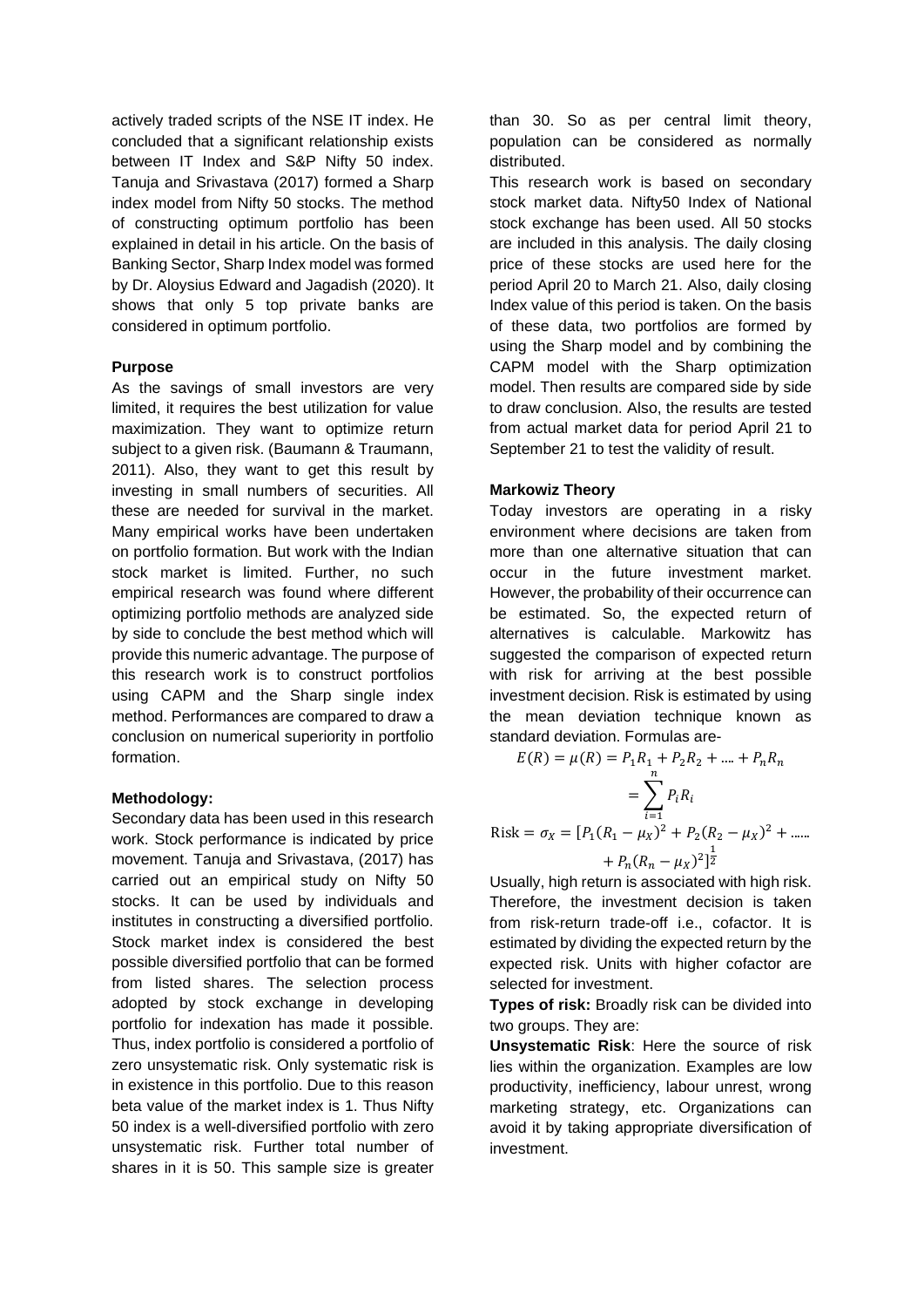actively traded scripts of the NSE IT index. He concluded that a significant relationship exists between IT Index and S&P Nifty 50 index. Tanuja and Srivastava (2017) formed a Sharp index model from Nifty 50 stocks. The method of constructing optimum portfolio has been explained in detail in his article. On the basis of Banking Sector, Sharp Index model was formed by Dr. Aloysius Edward and Jagadish (2020). It shows that only 5 top private banks are considered in optimum portfolio.

**Purpose**

As the savings of small investors are very limited, it requires the best utilization for value maximization. They want to optimize return subject to a given risk. (Baumann & Traumann, 2011). Also, they want to get this result by investing in small numbers of securities. All these are needed for survival in the market. Many empirical works have been undertaken on portfolio formation. But work with the Indian stock market is limited. Further, no such empirical research was found where different optimizing portfolio methods are analyzed side by side to conclude the best method which will provide this numeric advantage. The purpose of this research work is to construct portfolios using CAPM and the Sharp single index method. Performances are compared to draw a conclusion on numerical superiority in portfolio formation.

**Methodology:**

Secondary data has been used in this research work. Stock performance is indicated by price movement. Tanuja and Srivastava, (2017) has carried out an empirical study on Nifty 50 stocks. It can be used by individuals and institutes in constructing a diversified portfolio. Stock market index is considered the best possible diversified portfolio that can be formed from listed shares. The selection process adopted by stock exchange in developing portfolio for indexation has made it possible. Thus, index portfolio is considered a portfolio of zero unsystematic risk. Only systematic risk is in existence in this portfolio. Due to this reason beta value of the market index is 1. Thus Nifty 50 index is a well-diversified portfolio with zero unsystematic risk. Further total number of shares in it is 50. This sample size is greater than 30. So as per central limit theory, population can be considered as normally distributed.

This research work is based on secondary stock market data. Nifty50 Index of National stock exchange has been used. All 50 stocks are included in this analysis. The daily closing price of these stocks are used here for the period April 20 to March 21. Also, daily closing Index value of this period is taken. On the basis of these data, two portfolios are formed by using the Sharp model and by combining the CAPM model with the Sharp optimization model. Then results are compared side by side to draw conclusion. Also, the results are tested from actual market data for period April 21 to September 21 to test the validity of result.

**Markowiz Theory**

Today investors are operating in a risky environment where decisions are taken from more than one alternative situation that can occur in the future investment market. However, the probability of their occurrence can be estimated. So, the expected return of alternatives is calculable. Markowitz has suggested the comparison of expected return with risk for arriving at the best possible investment decision. Risk is estimated by using the mean deviation technique known as standard deviation. Formulas are-

$$E(R) = \mu(R) = P_1R_1 + P_2R_2 + \ldots + P_nR_n = \sum_{i=1}^{n} P_iR_i$$

$$\text{Risk} = \sigma_X = [P_1(R_1 - \mu_X)^2 + P_2(R_2 - \mu_X)^2 + \ldots + P_n(R_n - \mu_X)^2]^{\frac{1}{2}}$$

Usually, high return is associated with high risk. Therefore, the investment decision is taken from risk-return trade-off i.e., cofactor. It is estimated by dividing the expected return by the expected risk. Units with higher cofactor are selected for investment.

**Types of risk:** Broadly risk can be divided into two groups. They are:

**Unsystematic Risk**: Here the source of risk lies within the organization. Examples are low productivity, inefficiency, labour unrest, wrong marketing strategy, etc. Organizations can avoid it by taking appropriate diversification of investment.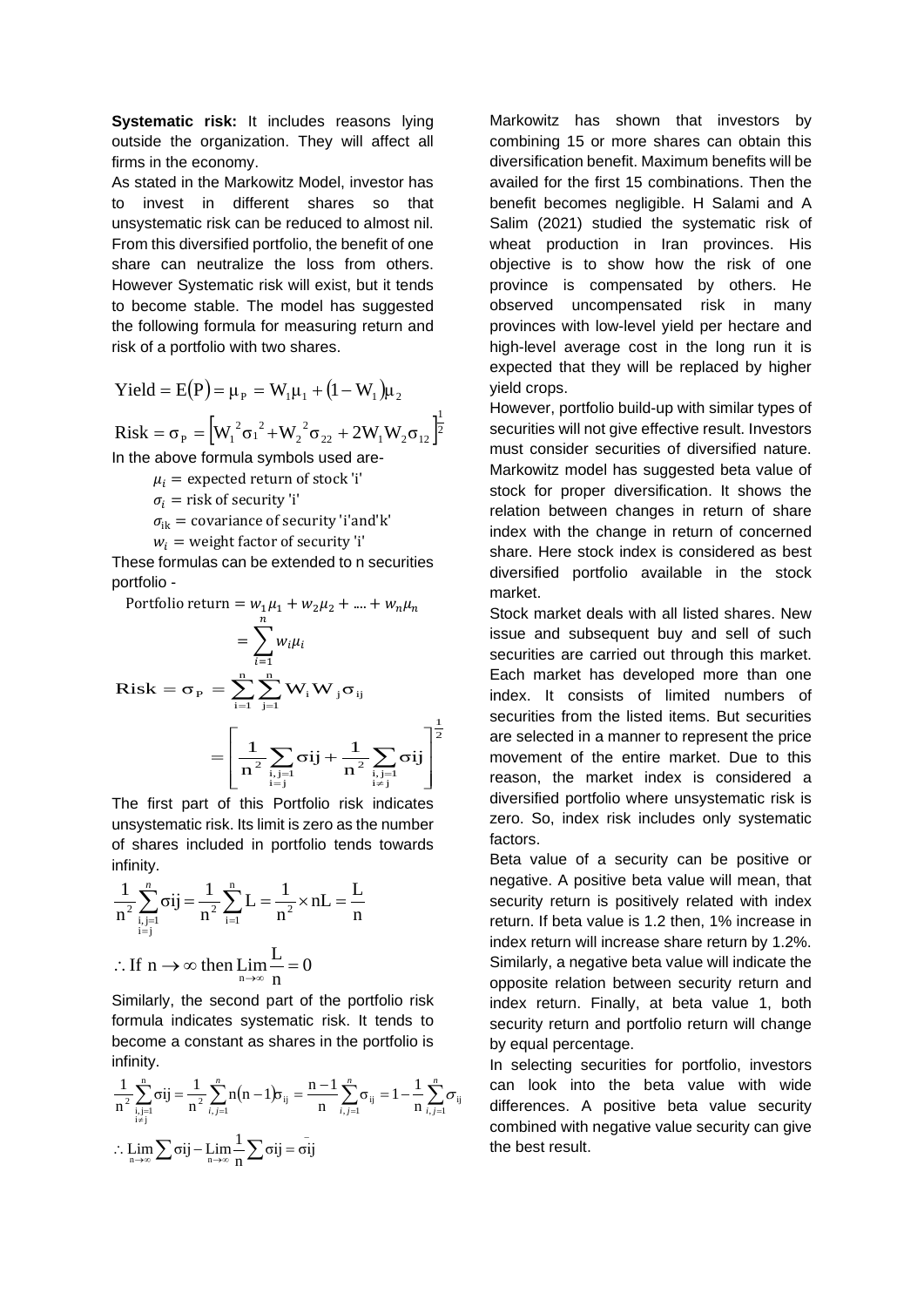**Systematic risk:** It includes reasons lying outside the organization. They will affect all firms in the economy.

As stated in the Markowitz Model, investor has to invest in different shares so that unsystematic risk can be reduced to almost nil. From this diversified portfolio, the benefit of one share can neutralize the loss from others. However Systematic risk will exist, but it tends to become stable. The model has suggested the following formula for measuring return and risk of a portfolio with two shares.

$$\text{Yield} = E(P) = \mu_P = W_1\mu_1 + (1 - W_1)\mu_2$$

$$\text{Risk} = \sigma_P = \left[W_1^{\,2}\sigma_1^{\,2} + W_2^{\,2}\sigma_{22} + 2W_1W_2\sigma_{12}\right]^{\frac{1}{2}}$$

In the above formula symbols used are-

$\mu_i$ = expected return of stock 'i'

$\sigma_i$ = risk of security 'i'

$\sigma_{ik}$ = covariance of security 'i'and'k'

$w_i$ = weight factor of security 'i'

These formulas can be extended to n securities portfolio -

$$\text{Portfolio return} = w_1\mu_1 + w_2\mu_2 + \ldots + w_n\mu_n$$

$$= \sum_{i=1}^{n} w_i\mu_i$$

$$\text{Risk} = \sigma_P = \sum_{i=1}^{n}\sum_{j=1}^{n} W_i W_j \sigma_{ij}$$

$$= \left[\frac{1}{n^2}\sum_{\substack{i,j=1 \\ i=j}} \sigma ij + \frac{1}{n^2}\sum_{\substack{i,j=1 \\ i\neq j}} \sigma ij\right]^{\frac{1}{2}}$$

The first part of this Portfolio risk indicates unsystematic risk. Its limit is zero as the number of shares included in portfolio tends towards infinity.

$$\frac{1}{n^2}\sum_{\substack{i,j=1 \\ i=j}}^{n} \sigma ij = \frac{1}{n^2}\sum_{i=1}^{n} L = \frac{1}{n^2}\times nL = \frac{L}{n}$$

$$\therefore \text{If } n \to \infty \text{ then } \lim_{n\to\infty}\frac{L}{n} = 0$$

Similarly, the second part of the portfolio risk formula indicates systematic risk. It tends to become a constant as shares in the portfolio is infinity.

$$\frac{1}{n^2}\sum_{\substack{i,j=1 \\ i\neq j}}^{n} \sigma ij = \frac{1}{n^2}\sum_{i,j=1}^{n} n(n-1)\sigma_{ij} = \frac{n-1}{n}\sum_{i,j=1}^{n}\sigma_{ij} = 1 - \frac{1}{n}\sum_{i,j=1}^{n}\sigma_{ij}$$

$$\therefore \lim_{n\to\infty}\sum \sigma ij - \lim_{n\to\infty}\frac{1}{n}\sum \sigma ij = \bar{\sigma} ij$$

Markowitz has shown that investors by combining 15 or more shares can obtain this diversification benefit. Maximum benefits will be availed for the first 15 combinations. Then the benefit becomes negligible. H Salami and A Salim (2021) studied the systematic risk of wheat production in Iran provinces. His objective is to show how the risk of one province is compensated by others. He observed uncompensated risk in many provinces with low-level yield per hectare and high-level average cost in the long run it is expected that they will be replaced by higher yield crops.

However, portfolio build-up with similar types of securities will not give effective result. Investors must consider securities of diversified nature. Markowitz model has suggested beta value of stock for proper diversification. It shows the relation between changes in return of share index with the change in return of concerned share. Here stock index is considered as best diversified portfolio available in the stock market.

Stock market deals with all listed shares. New issue and subsequent buy and sell of such securities are carried out through this market. Each market has developed more than one index. It consists of limited numbers of securities from the listed items. But securities are selected in a manner to represent the price movement of the entire market. Due to this reason, the market index is considered a diversified portfolio where unsystematic risk is zero. So, index risk includes only systematic factors.

Beta value of a security can be positive or negative. A positive beta value will mean, that security return is positively related with index return. If beta value is 1.2 then, 1% increase in index return will increase share return by 1.2%. Similarly, a negative beta value will indicate the opposite relation between security return and index return. Finally, at beta value 1, both security return and portfolio return will change by equal percentage.

In selecting securities for portfolio, investors can look into the beta value with wide differences. A positive beta value security combined with negative value security can give the best result.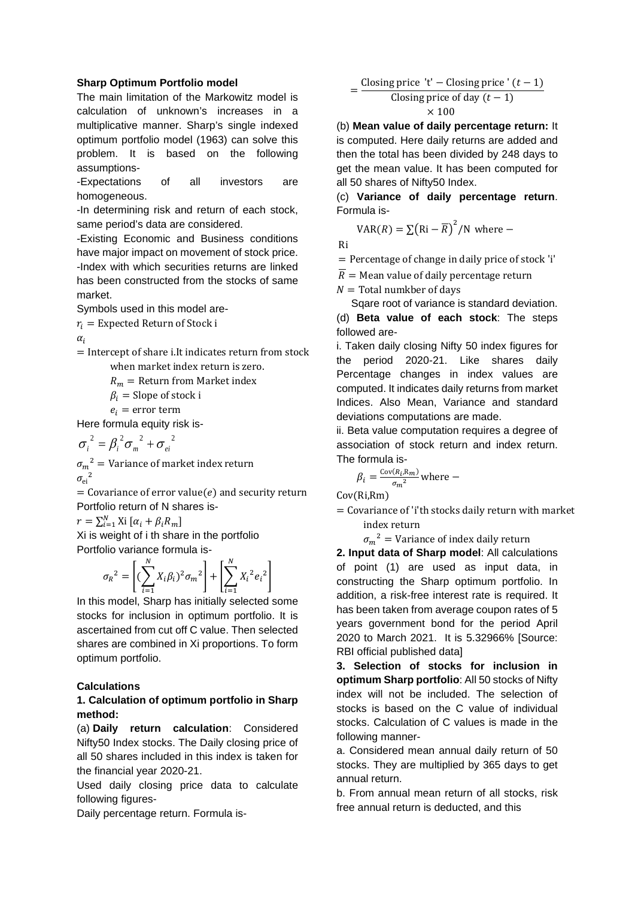**Sharp Optimum Portfolio model**

The main limitation of the Markowitz model is calculation of unknown's increases in a multiplicative manner. Sharp's single indexed optimum portfolio model (1963) can solve this problem. It is based on the following assumptions-

-Expectations of all investors are homogeneous.

-In determining risk and return of each stock, same period's data are considered.

-Existing Economic and Business conditions have major impact on movement of stock price.

-Index with which securities returns are linked has been constructed from the stocks of same market.

Symbols used in this model are-

$r_i = \text{Expected Return of Stock i}$

$\alpha_i = \text{Intercept of share i.It indicates return from stock when market index return is zero.}$

$R_m = \text{Return from Market index}$

$\beta_i = \text{Slope of stock i}$

$e_i = \text{error term}$

Here formula equity risk is-

$$\sigma_i^{\ 2} = \beta_i^{\ 2}\sigma_m^{\ 2} + \sigma_{ei}^{\ 2}$$

$\sigma_m^{\ 2} = \text{Variance of market index return}$

$\sigma_{\text{ei}}^{\ 2} = \text{Covariance of error value}(e) \text{ and security return}$

Portfolio return of N shares is-

$r = \sum_{i=1}^{N} \text{Xi } [\alpha_i + \beta_i R_m]$

Xi is weight of i th share in the portfolio

Portfolio variance formula is-

$$\sigma_R^{\ 2} = \left[(\sum_{i=1}^{N} X_i\beta_i)^2\sigma_m^{\ 2}\right] + \left[\sum_{i=1}^{N} X_i^{\ 2}e_i^{\ 2}\right]$$

In this model, Sharp has initially selected some stocks for inclusion in optimum portfolio. It is ascertained from cut off C value. Then selected shares are combined in Xi proportions. To form optimum portfolio.

**Calculations**

**1. Calculation of optimum portfolio in Sharp method:**

(a) **Daily return calculation**: Considered Nifty50 Index stocks. The Daily closing price of all 50 shares included in this index is taken for the financial year 2020-21.

Used daily closing price data to calculate following figures-

Daily percentage return. Formula is-

$$= \frac{\text{Closing price 't'} - \text{Closing price '}(t-1)}{\text{Closing price of day }(t-1)} \times 100$$

(b) **Mean value of daily percentage return:** It is computed. Here daily returns are added and then the total has been divided by 248 days to get the mean value. It has been computed for all 50 shares of Nifty50 Index.

(c) **Variance of daily percentage return**. Formula is-

$$\text{VAR}(R) = \sum(\text{Ri} - \overline{R})^2/\text{N} \text{ where} -$$

$\text{Ri} = \text{Percentage of change in daily price of stock 'i'}$

$\overline{R} = \text{Mean value of daily percentage return}$

$N = \text{Total numkber of days}$

Sqare root of variance is standard deviation.

(d) **Beta value of each stock**: The steps followed are-

i. Taken daily closing Nifty 50 index figures for the period 2020-21. Like shares daily Percentage changes in index values are computed. It indicates daily returns from market Indices. Also Mean, Variance and standard deviations computations are made.

ii. Beta value computation requires a degree of association of stock return and index return. The formula is-

$$\beta_i = \frac{\text{Cov}(R_i, R_m)}{\sigma_m^{\ 2}} \text{where} -$$

$\text{Cov(Ri,Rm)} = \text{Covariance of 'i'th stocks daily return with market index return}$

$\sigma_m^{\ 2} = \text{Variance of index daily return}$

**2. Input data of Sharp model**: All calculations of point (1) are used as input data, in constructing the Sharp optimum portfolio. In addition, a risk-free interest rate is required. It has been taken from average coupon rates of 5 years government bond for the period April 2020 to March 2021. It is 5.32966% [Source: RBI official published data]

**3. Selection of stocks for inclusion in optimum Sharp portfolio**: All 50 stocks of Nifty index will not be included. The selection of stocks is based on the C value of individual stocks. Calculation of C values is made in the following manner-

a. Considered mean annual daily return of 50 stocks. They are multiplied by 365 days to get annual return.

b. From annual mean return of all stocks, risk free annual return is deducted, and this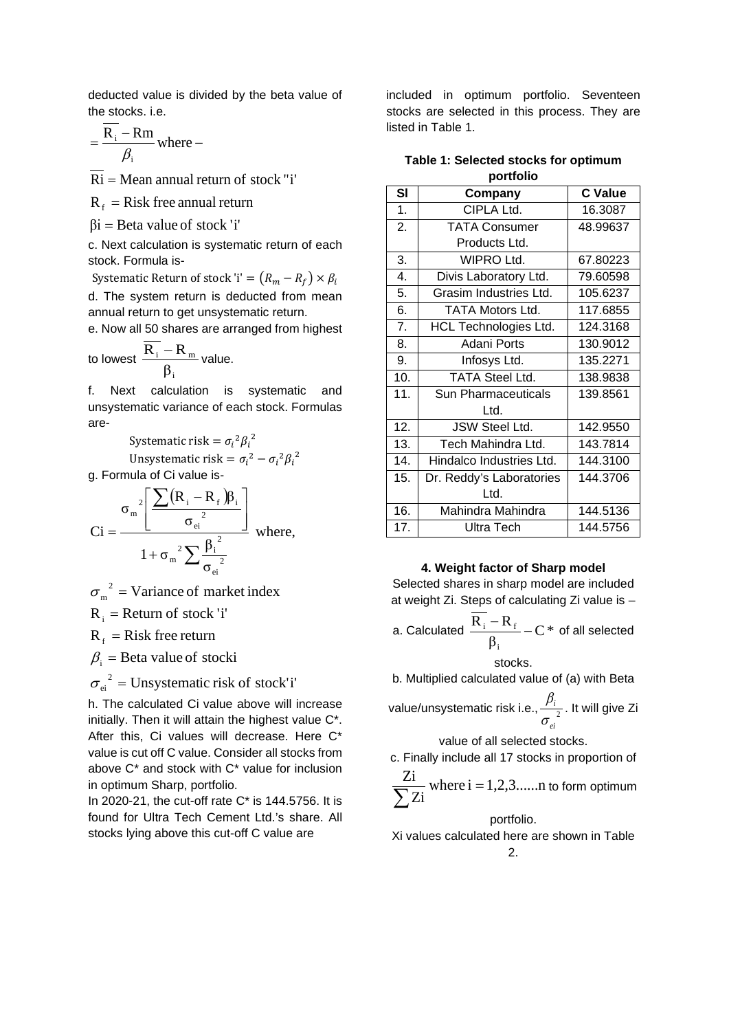deducted value is divided by the beta value of the stocks. i.e.

$$= \frac{\overline{R_i} - Rm}{\beta_i} \text{ where} -$$

$\overline{Ri}$ = Mean annual return of stock "i'

$R_f$ = Risk free annual return

$\beta i$ = Beta value of stock 'i'

c. Next calculation is systematic return of each stock. Formula is-

$$\text{Systematic Return of stock 'i'} = (R_m - R_f) \times \beta_i$$

d. The system return is deducted from mean annual return to get unsystematic return.

e. Now all 50 shares are arranged from highest to lowest $\frac{\overline{R_i} - R_m}{\beta_i}$ value.

f. Next calculation is systematic and unsystematic variance of each stock. Formulas are-

$$\text{Systematic risk} = \sigma_i^2 \beta_i^2$$

$$\text{Unsystematic risk} = \sigma_i^2 - \sigma_i^2 \beta_i^2$$

g. Formula of Ci value is-

$$\text{Ci} = \frac{\sigma_m^2 \left[ \dfrac{\sum (R_i - R_f)\beta_i}{\sigma_{ei}^2} \right]}{1 + \sigma_m^2 \sum \dfrac{\beta_i^2}{\sigma_{ei}^2}} \text{ where,}$$

$\sigma_m^2$ = Variance of market index

$R_i$ = Return of stock 'i'

$R_f$ = Risk free return

$\beta_i$ = Beta value of stocki

$\sigma_{ei}^2$ = Unsystematic risk of stock'i'

h. The calculated Ci value above will increase initially. Then it will attain the highest value C*. After this, Ci values will decrease. Here C* value is cut off C value. Consider all stocks from above C* and stock with C* value for inclusion in optimum Sharp, portfolio.

In 2020-21, the cut-off rate C* is 144.5756. It is found for Ultra Tech Cement Ltd.'s share. All stocks lying above this cut-off C value are included in optimum portfolio. Seventeen stocks are selected in this process. They are listed in Table 1.

**Table 1: Selected stocks for optimum portfolio**

| Sl | Company | C Value |
|---|---|---|
| 1. | CIPLA Ltd. | 16.3087 |
| 2. | TATA Consumer Products Ltd. | 48.99637 |
| 3. | WIPRO Ltd. | 67.80223 |
| 4. | Divis Laboratory Ltd. | 79.60598 |
| 5. | Grasim Industries Ltd. | 105.6237 |
| 6. | TATA Motors Ltd. | 117.6855 |
| 7. | HCL Technologies Ltd. | 124.3168 |
| 8. | Adani Ports | 130.9012 |
| 9. | Infosys Ltd. | 135.2271 |
| 10. | TATA Steel Ltd. | 138.9838 |
| 11. | Sun Pharmaceuticals Ltd. | 139.8561 |
| 12. | JSW Steel Ltd. | 142.9550 |
| 13. | Tech Mahindra Ltd. | 143.7814 |
| 14. | Hindalco Industries Ltd. | 144.3100 |
| 15. | Dr. Reddy's Laboratories Ltd. | 144.3706 |
| 16. | Mahindra Mahindra | 144.5136 |
| 17. | Ultra Tech | 144.5756 |

#### 4. Weight factor of Sharp model

Selected shares in sharp model are included at weight Zi. Steps of calculating Zi value is –

a. Calculated $\frac{\overline{R_i} - R_f}{\beta_i} - C*$ of all selected stocks.

b. Multiplied calculated value of (a) with Beta value/unsystematic risk i.e., $\frac{\beta_i}{\sigma_{ei}^2}$. It will give Zi value of all selected stocks.

c. Finally include all 17 stocks in proportion of $\frac{Zi}{\sum Zi}$ where $i = 1,2,3......n$ to form optimum portfolio.

Xi values calculated here are shown in Table 2.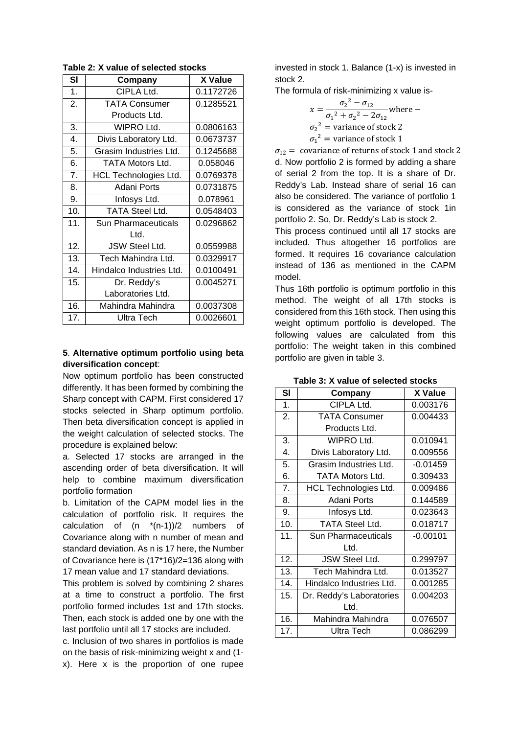**Table 2: X value of selected stocks**

| Sl | Company | X Value |
|---|---|---|
| 1. | CIPLA Ltd. | 0.1172726 |
| 2. | TATA Consumer Products Ltd. | 0.1285521 |
| 3. | WIPRO Ltd. | 0.0806163 |
| 4. | Divis Laboratory Ltd. | 0.0673737 |
| 5. | Grasim Industries Ltd. | 0.1245688 |
| 6. | TATA Motors Ltd. | 0.058046 |
| 7. | HCL Technologies Ltd. | 0.0769378 |
| 8. | Adani Ports | 0.0731875 |
| 9. | Infosys Ltd. | 0.078961 |
| 10. | TATA Steel Ltd. | 0.0548403 |
| 11. | Sun Pharmaceuticals Ltd. | 0.0296862 |
| 12. | JSW Steel Ltd. | 0.0559988 |
| 13. | Tech Mahindra Ltd. | 0.0329917 |
| 14. | Hindalco Industries Ltd. | 0.0100491 |
| 15. | Dr. Reddy's Laboratories Ltd. | 0.0045271 |
| 16. | Mahindra Mahindra | 0.0037308 |
| 17. | Ultra Tech | 0.0026601 |

**5**. **Alternative optimum portfolio using beta diversification concept**:

Now optimum portfolio has been constructed differently. It has been formed by combining the Sharp concept with CAPM. First considered 17 stocks selected in Sharp optimum portfolio. Then beta diversification concept is applied in the weight calculation of selected stocks. The procedure is explained below:

a. Selected 17 stocks are arranged in the ascending order of beta diversification. It will help to combine maximum diversification portfolio formation

b. Limitation of the CAPM model lies in the calculation of portfolio risk. It requires the calculation of (n *(n-1))/2 numbers of Covariance along with n number of mean and standard deviation. As n is 17 here, the Number of Covariance here is (17*16)/2=136 along with 17 mean value and 17 standard deviations.

This problem is solved by combining 2 shares at a time to construct a portfolio. The first portfolio formed includes 1st and 17th stocks. Then, each stock is added one by one with the last portfolio until all 17 stocks are included.

c. Inclusion of two shares in portfolios is made on the basis of risk-minimizing weight x and (1-x). Here x is the proportion of one rupee invested in stock 1. Balance (1-x) is invested in stock 2.

The formula of risk-minimizing x value is-

$$x = \frac{\sigma_2{}^2 - \sigma_{12}}{\sigma_1{}^2 + \sigma_2{}^2 - 2\sigma_{12}} \text{ where} -$$

$$\sigma_2{}^2 = \text{variance of stock 2}$$

$$\sigma_1{}^2 = \text{variance of stock 1}$$

$\sigma_{12} =$ covariance of returns of stock 1 and stock 2

d. Now portfolio 2 is formed by adding a share of serial 2 from the top. It is a share of Dr. Reddy's Lab. Instead share of serial 16 can also be considered. The variance of portfolio 1 is considered as the variance of stock 1in portfolio 2. So, Dr. Reddy's Lab is stock 2.

This process continued until all 17 stocks are included. Thus altogether 16 portfolios are formed. It requires 16 covariance calculation instead of 136 as mentioned in the CAPM model.

Thus 16th portfolio is optimum portfolio in this method. The weight of all 17th stocks is considered from this 16th stock. Then using this weight optimum portfolio is developed. The following values are calculated from this portfolio: The weight taken in this combined portfolio are given in table 3.

**Table 3: X value of selected stocks**

| Sl | Company | X Value |
|---|---|---|
| 1. | CIPLA Ltd. | 0.003176 |
| 2. | TATA Consumer Products Ltd. | 0.004433 |
| 3. | WIPRO Ltd. | 0.010941 |
| 4. | Divis Laboratory Ltd. | 0.009556 |
| 5. | Grasim Industries Ltd. | -0.01459 |
| 6. | TATA Motors Ltd. | 0.309433 |
| 7. | HCL Technologies Ltd. | 0.009486 |
| 8. | Adani Ports | 0.144589 |
| 9. | Infosys Ltd. | 0.023643 |
| 10. | TATA Steel Ltd. | 0.018717 |
| 11. | Sun Pharmaceuticals Ltd. | -0.00101 |
| 12. | JSW Steel Ltd. | 0.299797 |
| 13. | Tech Mahindra Ltd. | 0.013527 |
| 14. | Hindalco Industries Ltd. | 0.001285 |
| 15. | Dr. Reddy's Laboratories Ltd. | 0.004203 |
| 16. | Mahindra Mahindra | 0.076507 |
| 17. | Ultra Tech | 0.086299 |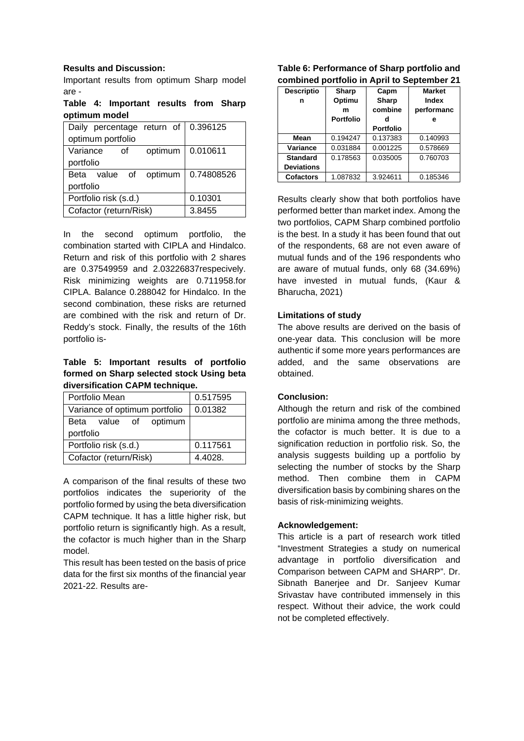**Results and Discussion:**

Important results from optimum Sharp model are -

**Table 4: Important results from Sharp optimum model**

| | |
|---|---|
| Daily percentage return of optimum portfolio | 0.396125 |
| Variance of optimum portfolio | 0.010611 |
| Beta value of optimum portfolio | 0.74808526 |
| Portfolio risk (s.d.) | 0.10301 |
| Cofactor (return/Risk) | 3.8455 |

In the second optimum portfolio, the combination started with CIPLA and Hindalco. Return and risk of this portfolio with 2 shares are 0.37549959 and 2.03226837respecively. Risk minimizing weights are 0.711958.for CIPLA. Balance 0.288042 for Hindalco. In the second combination, these risks are returned are combined with the risk and return of Dr. Reddy's stock. Finally, the results of the 16th portfolio is-

**Table 5: Important results of portfolio formed on Sharp selected stock Using beta diversification CAPM technique.**

| | |
|---|---|
| Portfolio Mean | 0.517595 |
| Variance of optimum portfolio | 0.01382 |
| Beta value of optimum portfolio | |
| Portfolio risk (s.d.) | 0.117561 |
| Cofactor (return/Risk) | 4.4028. |

A comparison of the final results of these two portfolios indicates the superiority of the portfolio formed by using the beta diversification CAPM technique. It has a little higher risk, but portfolio return is significantly high. As a result, the cofactor is much higher than in the Sharp model.

This result has been tested on the basis of price data for the first six months of the financial year 2021-22. Results are-

**Table 6: Performance of Sharp portfolio and combined portfolio in April to September 21**

| Description | Sharp Optimum Portfolio | Capm Sharp combined Portfolio | Market Index performance |
|---|---|---|---|
| Mean | 0.194247 | 0.137383 | 0.140993 |
| Variance | 0.031884 | 0.001225 | 0.578669 |
| Standard Deviations | 0.178563 | 0.035005 | 0.760703 |
| Cofactors | 1.087832 | 3.924611 | 0.185346 |

Results clearly show that both portfolios have performed better than market index. Among the two portfolios, CAPM Sharp combined portfolio is the best. In a study it has been found that out of the respondents, 68 are not even aware of mutual funds and of the 196 respondents who are aware of mutual funds, only 68 (34.69%) have invested in mutual funds, (Kaur & Bharucha, 2021)

**Limitations of study**

The above results are derived on the basis of one-year data. This conclusion will be more authentic if some more years performances are added, and the same observations are obtained.

**Conclusion:**

Although the return and risk of the combined portfolio are minima among the three methods, the cofactor is much better. It is due to a signification reduction in portfolio risk. So, the analysis suggests building up a portfolio by selecting the number of stocks by the Sharp method. Then combine them in CAPM diversification basis by combining shares on the basis of risk-minimizing weights.

**Acknowledgement:**

This article is a part of research work titled "Investment Strategies a study on numerical advantage in portfolio diversification and Comparison between CAPM and SHARP". Dr. Sibnath Banerjee and Dr. Sanjeev Kumar Srivastav have contributed immensely in this respect. Without their advice, the work could not be completed effectively.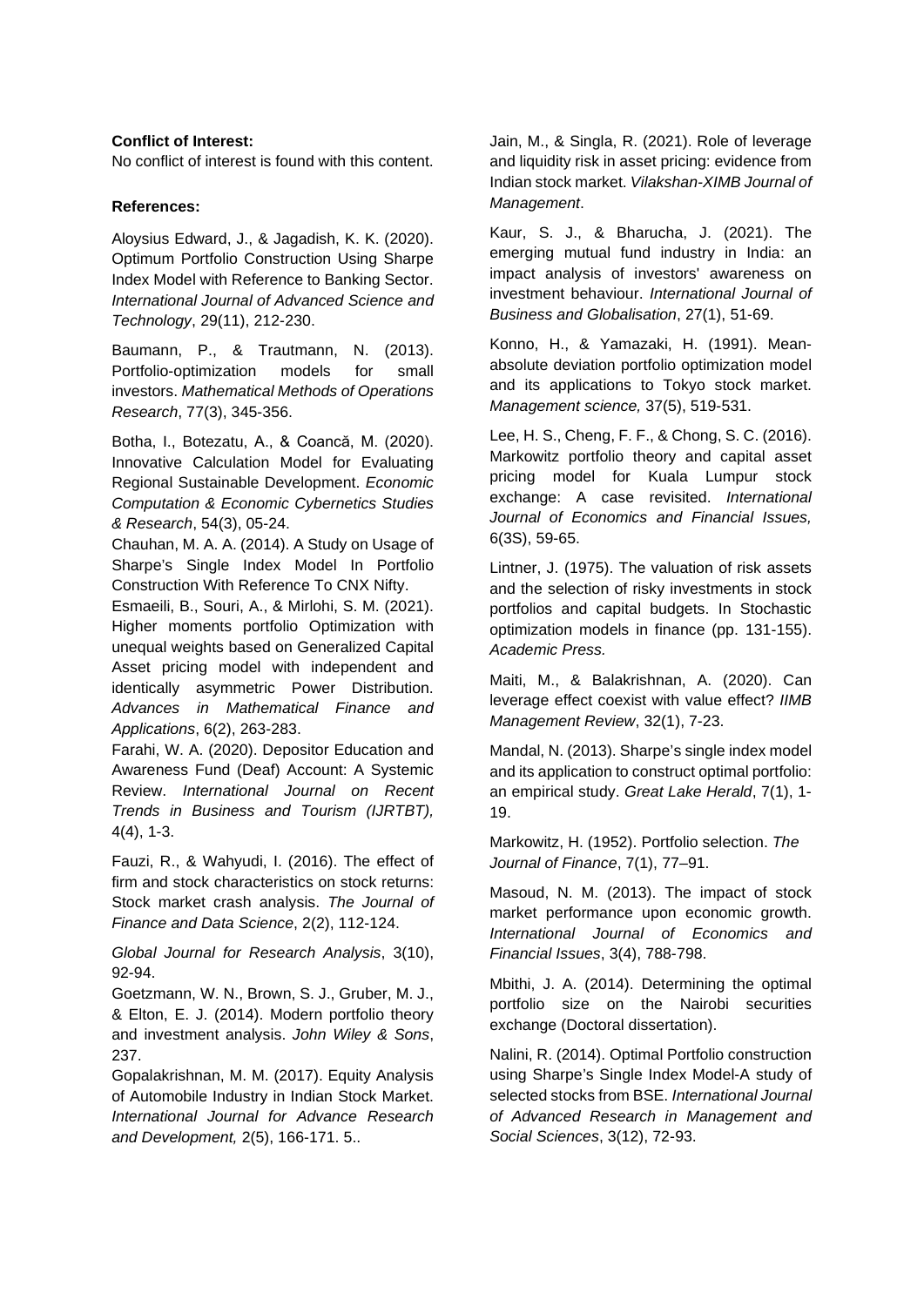**Conflict of Interest:**

No conflict of interest is found with this content.

**References:**

Aloysius Edward, J., & Jagadish, K. K. (2020). Optimum Portfolio Construction Using Sharpe Index Model with Reference to Banking Sector. *International Journal of Advanced Science and Technology*, 29(11), 212-230.

Baumann, P., & Trautmann, N. (2013). Portfolio-optimization models for small investors. *Mathematical Methods of Operations Research*, 77(3), 345-356.

Botha, I., Botezatu, A., & Coancă, M. (2020). Innovative Calculation Model for Evaluating Regional Sustainable Development. *Economic Computation & Economic Cybernetics Studies & Research*, 54(3), 05-24.

Chauhan, M. A. A. (2014). A Study on Usage of Sharpe's Single Index Model In Portfolio Construction With Reference To CNX Nifty.

Esmaeili, B., Souri, A., & Mirlohi, S. M. (2021). Higher moments portfolio Optimization with unequal weights based on Generalized Capital Asset pricing model with independent and identically asymmetric Power Distribution. *Advances in Mathematical Finance and Applications*, 6(2), 263-283.

Farahi, W. A. (2020). Depositor Education and Awareness Fund (Deaf) Account: A Systemic Review. *International Journal on Recent Trends in Business and Tourism (IJRTBT),* 4(4), 1-3.

Fauzi, R., & Wahyudi, I. (2016). The effect of firm and stock characteristics on stock returns: Stock market crash analysis. *The Journal of Finance and Data Science*, 2(2), 112-124.

*Global Journal for Research Analysis*, 3(10), 92-94.

Goetzmann, W. N., Brown, S. J., Gruber, M. J., & Elton, E. J. (2014). Modern portfolio theory and investment analysis. *John Wiley & Sons*, 237.

Gopalakrishnan, M. M. (2017). Equity Analysis of Automobile Industry in Indian Stock Market. *International Journal for Advance Research and Development,* 2(5), 166-171. 5..

Jain, M., & Singla, R. (2021). Role of leverage and liquidity risk in asset pricing: evidence from Indian stock market. *Vilakshan-XIMB Journal of Management*.

Kaur, S. J., & Bharucha, J. (2021). The emerging mutual fund industry in India: an impact analysis of investors' awareness on investment behaviour. *International Journal of Business and Globalisation*, 27(1), 51-69.

Konno, H., & Yamazaki, H. (1991). Mean-absolute deviation portfolio optimization model and its applications to Tokyo stock market. *Management science,* 37(5), 519-531.

Lee, H. S., Cheng, F. F., & Chong, S. C. (2016). Markowitz portfolio theory and capital asset pricing model for Kuala Lumpur stock exchange: A case revisited. *International Journal of Economics and Financial Issues,* 6(3S), 59-65.

Lintner, J. (1975). The valuation of risk assets and the selection of risky investments in stock portfolios and capital budgets. In Stochastic optimization models in finance (pp. 131-155). *Academic Press.*

Maiti, M., & Balakrishnan, A. (2020). Can leverage effect coexist with value effect? *IIMB Management Review*, 32(1), 7-23.

Mandal, N. (2013). Sharpe's single index model and its application to construct optimal portfolio: an empirical study. *Great Lake Herald*, 7(1), 1-19.

Markowitz, H. (1952). Portfolio selection. *The Journal of Finance*, 7(1), 77–91.

Masoud, N. M. (2013). The impact of stock market performance upon economic growth. *International Journal of Economics and Financial Issues*, 3(4), 788-798.

Mbithi, J. A. (2014). Determining the optimal portfolio size on the Nairobi securities exchange (Doctoral dissertation).

Nalini, R. (2014). Optimal Portfolio construction using Sharpe's Single Index Model-A study of selected stocks from BSE. *International Journal of Advanced Research in Management and Social Sciences*, 3(12), 72-93.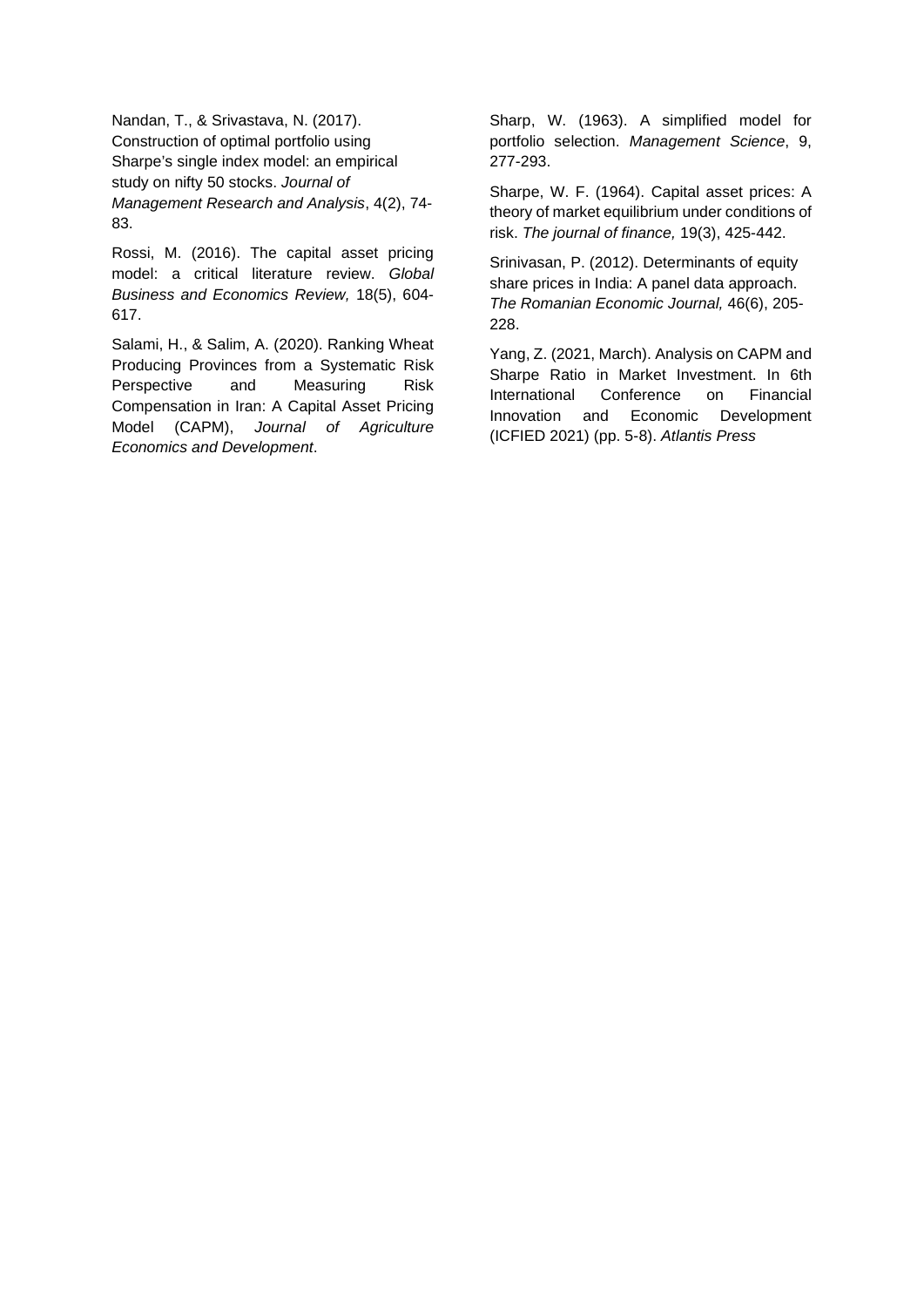Nandan, T., & Srivastava, N. (2017). Construction of optimal portfolio using Sharpe's single index model: an empirical study on nifty 50 stocks. *Journal of Management Research and Analysis*, 4(2), 74-83.

Rossi, M. (2016). The capital asset pricing model: a critical literature review. *Global Business and Economics Review,* 18(5), 604-617.

Salami, H., & Salim, A. (2020). Ranking Wheat Producing Provinces from a Systematic Risk Perspective and Measuring Risk Compensation in Iran: A Capital Asset Pricing Model (CAPM), *Journal of Agriculture Economics and Development*.

Sharp, W. (1963). A simplified model for portfolio selection. *Management Science*, 9, 277-293.

Sharpe, W. F. (1964). Capital asset prices: A theory of market equilibrium under conditions of risk. *The journal of finance,* 19(3), 425-442.

Srinivasan, P. (2012). Determinants of equity share prices in India: A panel data approach. *The Romanian Economic Journal,* 46(6), 205-228.

Yang, Z. (2021, March). Analysis on CAPM and Sharpe Ratio in Market Investment. In 6th International Conference on Financial Innovation and Economic Development (ICFIED 2021) (pp. 5-8). *Atlantis Press*